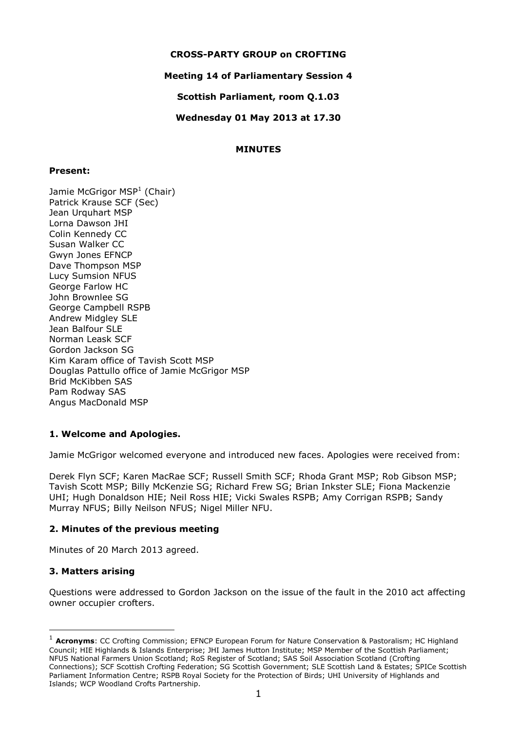**CROSS-PARTY GROUP on CROFTING**

**Meeting 14 of Parliamentary Session 4**

**Scottish Parliament, room Q.1.03**

**Wednesday 01 May 2013 at 17.30**

**MINUTES**

**Present:**

Jamie McGrigor MSP[1] (Chair)
Patrick Krause SCF (Sec)
Jean Urquhart MSP
Lorna Dawson JHI
Colin Kennedy CC
Susan Walker CC
Gwyn Jones EFNCP
Dave Thompson MSP
Lucy Sumsion NFUS
George Farlow HC
John Brownlee SG
George Campbell RSPB
Andrew Midgley SLE
Jean Balfour SLE
Norman Leask SCF
Gordon Jackson SG
Kim Karam office of Tavish Scott MSP
Douglas Pattullo office of Jamie McGrigor MSP
Brid McKibben SAS
Pam Rodway SAS
Angus MacDonald MSP

## 1. Welcome and Apologies.

Jamie McGrigor welcomed everyone and introduced new faces. Apologies were received from:

Derek Flyn SCF; Karen MacRae SCF; Russell Smith SCF; Rhoda Grant MSP; Rob Gibson MSP; Tavish Scott MSP; Billy McKenzie SG; Richard Frew SG; Brian Inkster SLE; Fiona Mackenzie UHI; Hugh Donaldson HIE; Neil Ross HIE; Vicki Swales RSPB; Amy Corrigan RSPB; Sandy Murray NFUS; Billy Neilson NFUS; Nigel Miller NFU.

## 2. Minutes of the previous meeting

Minutes of 20 March 2013 agreed.

## 3. Matters arising

Questions were addressed to Gordon Jackson on the issue of the fault in the 2010 act affecting owner occupier crofters.

---

[1] **Acronyms**: CC Crofting Commission; EFNCP European Forum for Nature Conservation & Pastoralism; HC Highland Council; HIE Highlands & Islands Enterprise; JHI James Hutton Institute; MSP Member of the Scottish Parliament; NFUS National Farmers Union Scotland; RoS Register of Scotland; SAS Soil Association Scotland (Crofting Connections); SCF Scottish Crofting Federation; SG Scottish Government; SLE Scottish Land & Estates; SPICe Scottish Parliament Information Centre; RSPB Royal Society for the Protection of Birds; UHI University of Highlands and Islands; WCP Woodland Crofts Partnership.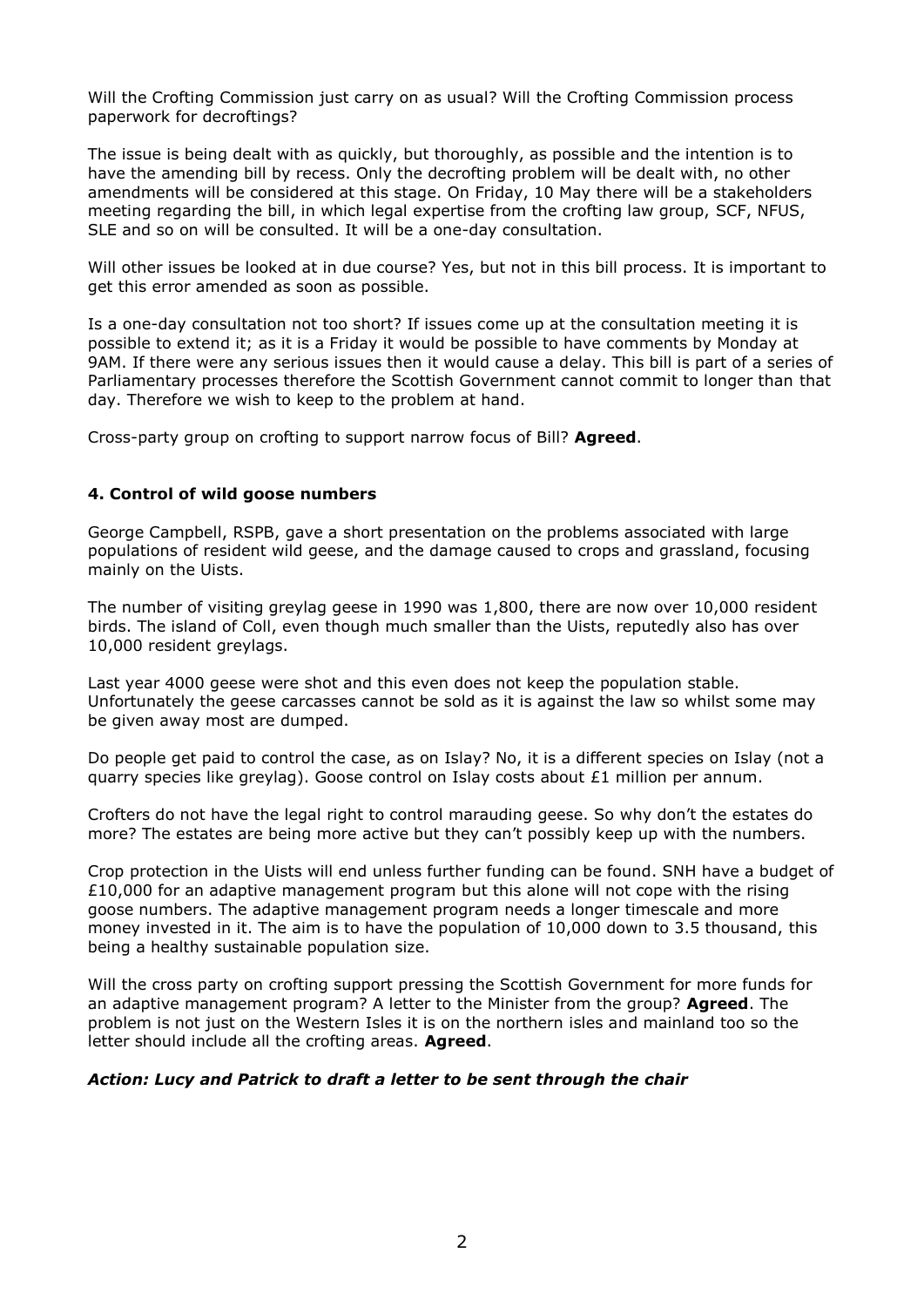Will the Crofting Commission just carry on as usual? Will the Crofting Commission process paperwork for decroftings?

The issue is being dealt with as quickly, but thoroughly, as possible and the intention is to have the amending bill by recess. Only the decrofting problem will be dealt with, no other amendments will be considered at this stage. On Friday, 10 May there will be a stakeholders meeting regarding the bill, in which legal expertise from the crofting law group, SCF, NFUS, SLE and so on will be consulted. It will be a one-day consultation.

Will other issues be looked at in due course? Yes, but not in this bill process. It is important to get this error amended as soon as possible.

Is a one-day consultation not too short? If issues come up at the consultation meeting it is possible to extend it; as it is a Friday it would be possible to have comments by Monday at 9AM. If there were any serious issues then it would cause a delay. This bill is part of a series of Parliamentary processes therefore the Scottish Government cannot commit to longer than that day. Therefore we wish to keep to the problem at hand.

Cross-party group on crofting to support narrow focus of Bill? **Agreed**.

#### 4. Control of wild goose numbers

George Campbell, RSPB, gave a short presentation on the problems associated with large populations of resident wild geese, and the damage caused to crops and grassland, focusing mainly on the Uists.

The number of visiting greylag geese in 1990 was 1,800, there are now over 10,000 resident birds. The island of Coll, even though much smaller than the Uists, reputedly also has over 10,000 resident greylags.

Last year 4000 geese were shot and this even does not keep the population stable. Unfortunately the geese carcasses cannot be sold as it is against the law so whilst some may be given away most are dumped.

Do people get paid to control the case, as on Islay? No, it is a different species on Islay (not a quarry species like greylag). Goose control on Islay costs about £1 million per annum.

Crofters do not have the legal right to control marauding geese. So why don't the estates do more? The estates are being more active but they can't possibly keep up with the numbers.

Crop protection in the Uists will end unless further funding can be found. SNH have a budget of £10,000 for an adaptive management program but this alone will not cope with the rising goose numbers. The adaptive management program needs a longer timescale and more money invested in it. The aim is to have the population of 10,000 down to 3.5 thousand, this being a healthy sustainable population size.

Will the cross party on crofting support pressing the Scottish Government for more funds for an adaptive management program? A letter to the Minister from the group? **Agreed**. The problem is not just on the Western Isles it is on the northern isles and mainland too so the letter should include all the crofting areas. **Agreed**.

***Action: Lucy and Patrick to draft a letter to be sent through the chair***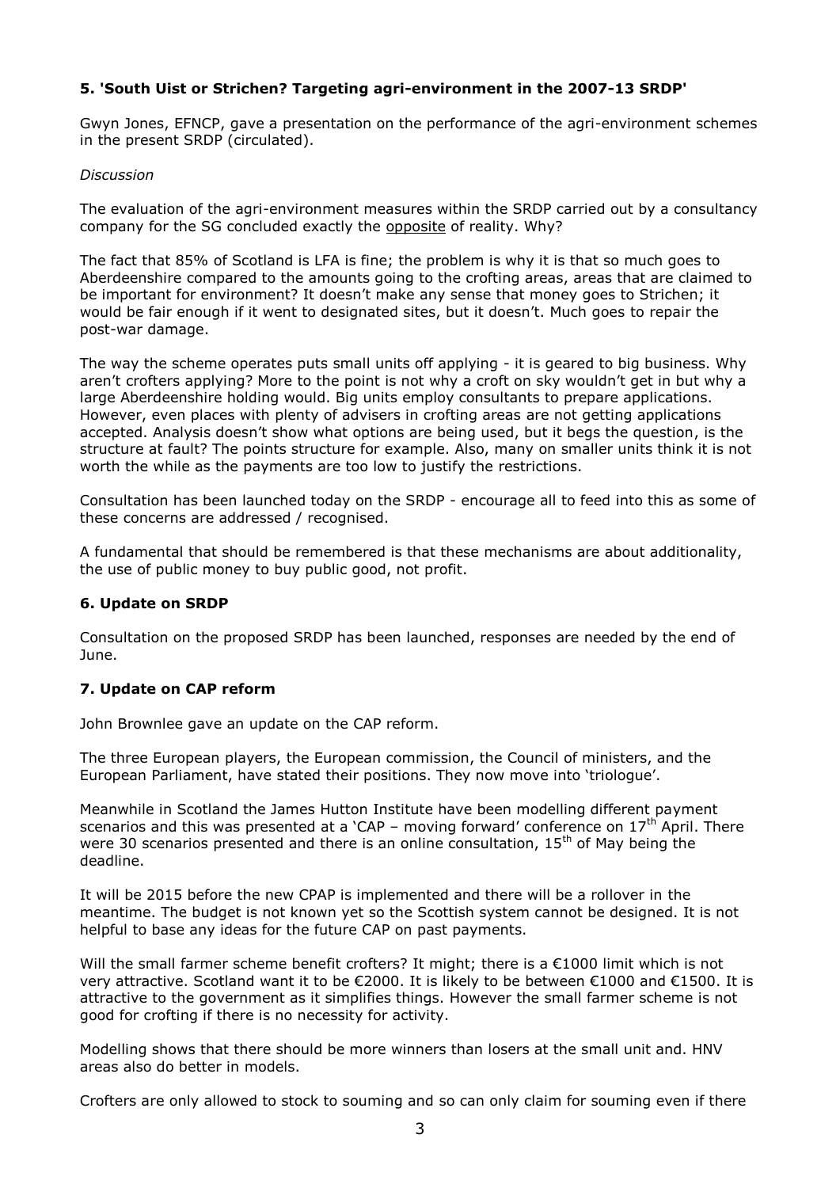**5. 'South Uist or Strichen? Targeting agri-environment in the 2007-13 SRDP'**

Gwyn Jones, EFNCP, gave a presentation on the performance of the agri-environment schemes in the present SRDP (circulated).

*Discussion*

The evaluation of the agri-environment measures within the SRDP carried out by a consultancy company for the SG concluded exactly the opposite of reality. Why?

The fact that 85% of Scotland is LFA is fine; the problem is why it is that so much goes to Aberdeenshire compared to the amounts going to the crofting areas, areas that are claimed to be important for environment? It doesn't make any sense that money goes to Strichen; it would be fair enough if it went to designated sites, but it doesn't. Much goes to repair the post-war damage.

The way the scheme operates puts small units off applying - it is geared to big business. Why aren't crofters applying? More to the point is not why a croft on sky wouldn't get in but why a large Aberdeenshire holding would. Big units employ consultants to prepare applications. However, even places with plenty of advisers in crofting areas are not getting applications accepted. Analysis doesn't show what options are being used, but it begs the question, is the structure at fault? The points structure for example. Also, many on smaller units think it is not worth the while as the payments are too low to justify the restrictions.

Consultation has been launched today on the SRDP - encourage all to feed into this as some of these concerns are addressed / recognised.

A fundamental that should be remembered is that these mechanisms are about additionality, the use of public money to buy public good, not profit.

**6. Update on SRDP**

Consultation on the proposed SRDP has been launched, responses are needed by the end of June.

**7. Update on CAP reform**

John Brownlee gave an update on the CAP reform.

The three European players, the European commission, the Council of ministers, and the European Parliament, have stated their positions. They now move into 'triologue'.

Meanwhile in Scotland the James Hutton Institute have been modelling different payment scenarios and this was presented at a 'CAP – moving forward' conference on 17th April. There were 30 scenarios presented and there is an online consultation, 15th of May being the deadline.

It will be 2015 before the new CPAP is implemented and there will be a rollover in the meantime. The budget is not known yet so the Scottish system cannot be designed. It is not helpful to base any ideas for the future CAP on past payments.

Will the small farmer scheme benefit crofters? It might; there is a €1000 limit which is not very attractive. Scotland want it to be €2000. It is likely to be between €1000 and €1500. It is attractive to the government as it simplifies things. However the small farmer scheme is not good for crofting if there is no necessity for activity.

Modelling shows that there should be more winners than losers at the small unit and. HNV areas also do better in models.

Crofters are only allowed to stock to souming and so can only claim for souming even if there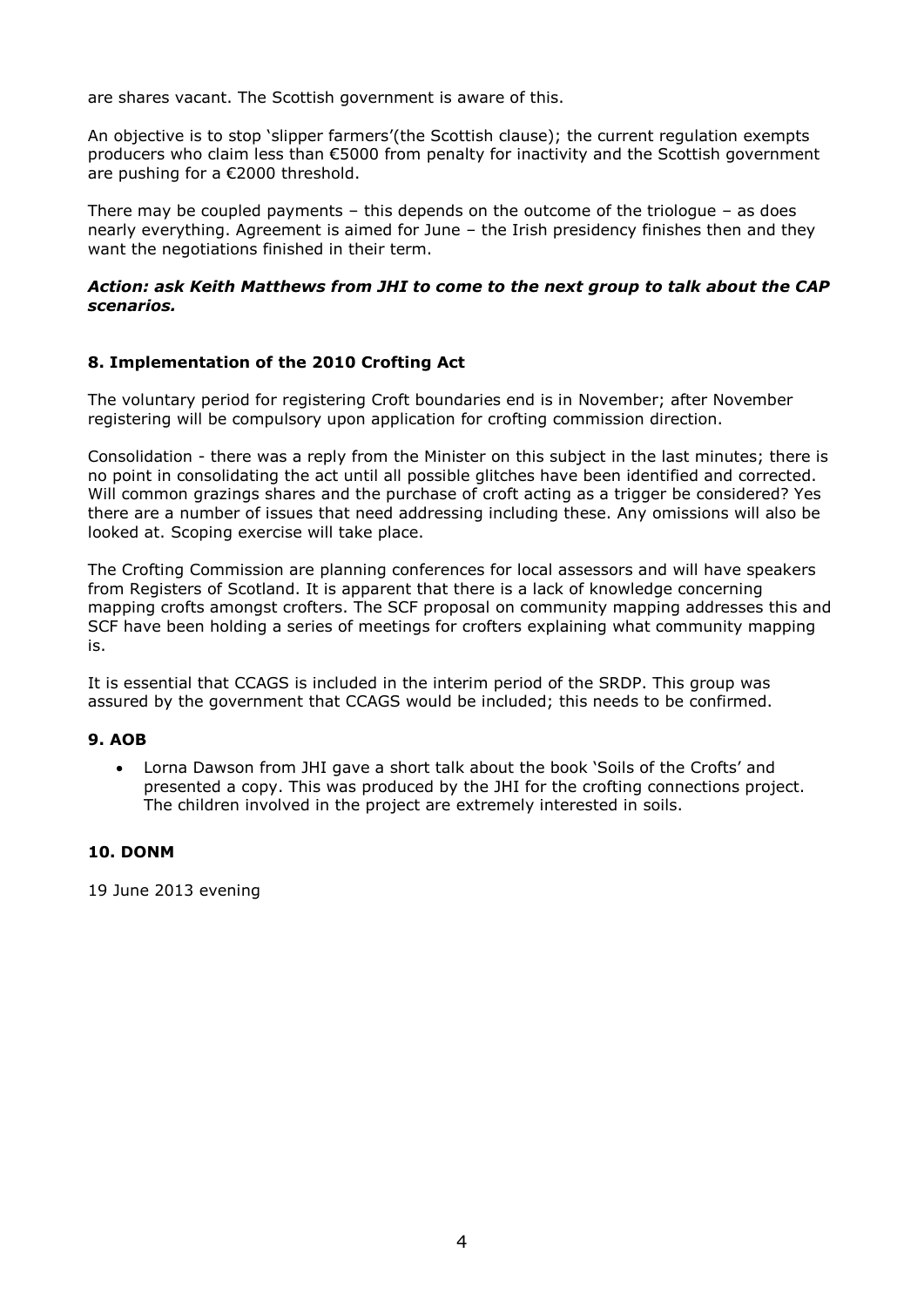are shares vacant. The Scottish government is aware of this.

An objective is to stop 'slipper farmers'(the Scottish clause); the current regulation exempts producers who claim less than €5000 from penalty for inactivity and the Scottish government are pushing for a €2000 threshold.

There may be coupled payments – this depends on the outcome of the triologue – as does nearly everything. Agreement is aimed for June – the Irish presidency finishes then and they want the negotiations finished in their term.

***Action: ask Keith Matthews from JHI to come to the next group to talk about the CAP scenarios.***

### 8. Implementation of the 2010 Crofting Act

The voluntary period for registering Croft boundaries end is in November; after November registering will be compulsory upon application for crofting commission direction.

Consolidation - there was a reply from the Minister on this subject in the last minutes; there is no point in consolidating the act until all possible glitches have been identified and corrected. Will common grazings shares and the purchase of croft acting as a trigger be considered? Yes there are a number of issues that need addressing including these. Any omissions will also be looked at. Scoping exercise will take place.

The Crofting Commission are planning conferences for local assessors and will have speakers from Registers of Scotland. It is apparent that there is a lack of knowledge concerning mapping crofts amongst crofters. The SCF proposal on community mapping addresses this and SCF have been holding a series of meetings for crofters explaining what community mapping is.

It is essential that CCAGS is included in the interim period of the SRDP. This group was assured by the government that CCAGS would be included; this needs to be confirmed.

### 9. AOB

- Lorna Dawson from JHI gave a short talk about the book 'Soils of the Crofts' and presented a copy. This was produced by the JHI for the crofting connections project. The children involved in the project are extremely interested in soils.

### 10. DONM

19 June 2013 evening